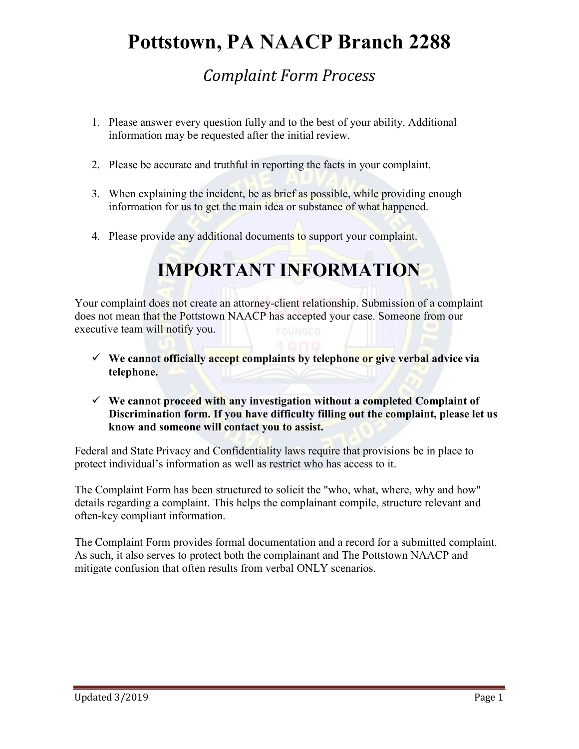# Pottstown, PA NAACP Branch 2288

## *Complaint Form Process*

1. Please answer every question fully and to the best of your ability. Additional information may be requested after the initial review.

2. Please be accurate and truthful in reporting the facts in your complaint.

3. When explaining the incident, be as brief as possible, while providing enough information for us to get the main idea or substance of what happened.

4. Please provide any additional documents to support your complaint.

# IMPORTANT INFORMATION

Your complaint does not create an attorney-client relationship. Submission of a complaint does not mean that the Pottstown NAACP has accepted your case. Someone from our executive team will notify you.

- ✓ **We cannot officially accept complaints by telephone or give verbal advice via telephone.**

- ✓ **We cannot proceed with any investigation without a completed Complaint of Discrimination form. If you have difficulty filling out the complaint, please let us know and someone will contact you to assist.**

Federal and State Privacy and Confidentiality laws require that provisions be in place to protect individual's information as well as restrict who has access to it.

The Complaint Form has been structured to solicit the "who, what, where, why and how" details regarding a complaint. This helps the complainant compile, structure relevant and often-key compliant information.

The Complaint Form provides formal documentation and a record for a submitted complaint. As such, it also serves to protect both the complainant and The Pottstown NAACP and mitigate confusion that often results from verbal ONLY scenarios.

Updated 3/2019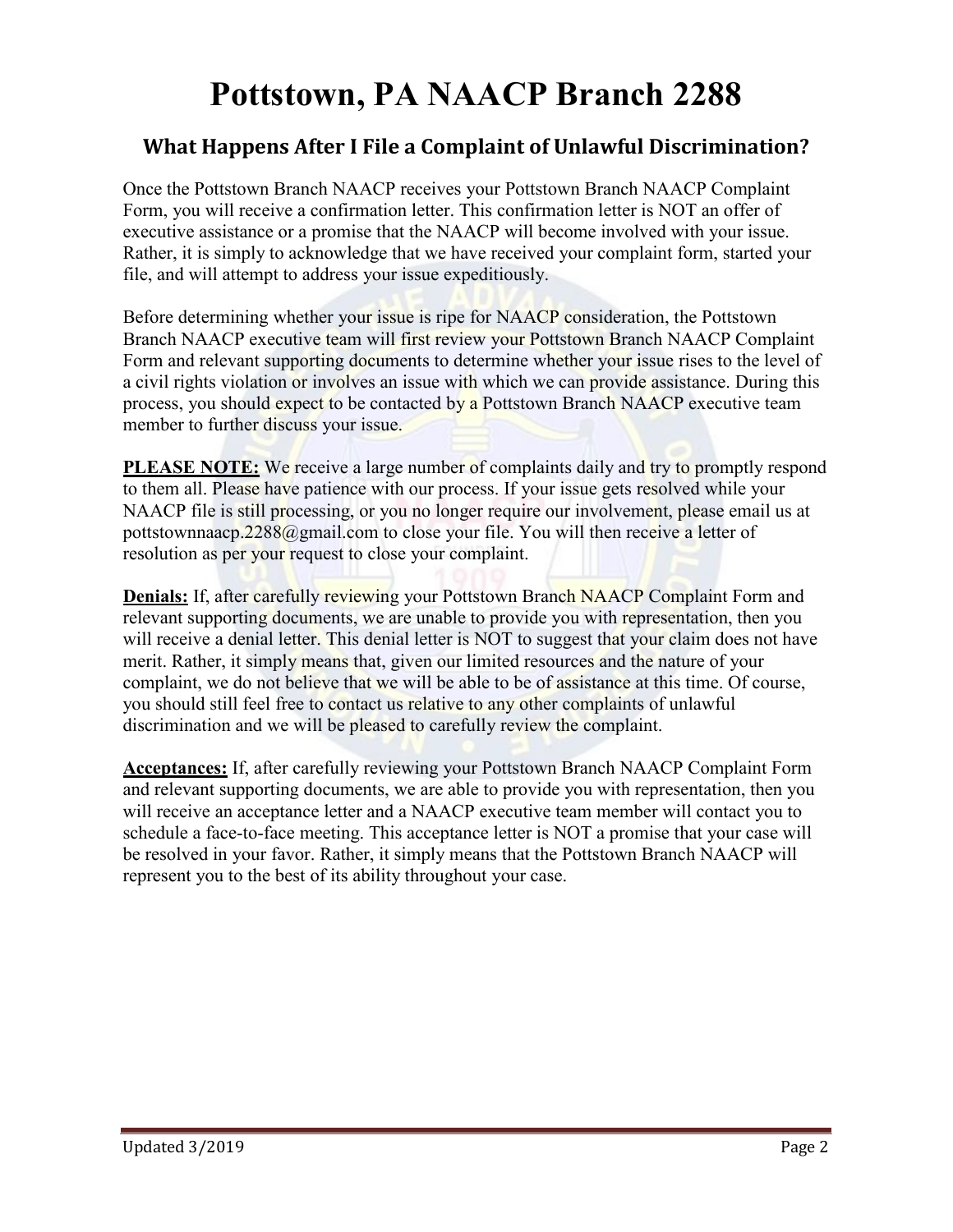# Pottstown, PA NAACP Branch 2288

## What Happens After I File a Complaint of Unlawful Discrimination?

Once the Pottstown Branch NAACP receives your Pottstown Branch NAACP Complaint Form, you will receive a confirmation letter. This confirmation letter is NOT an offer of executive assistance or a promise that the NAACP will become involved with your issue. Rather, it is simply to acknowledge that we have received your complaint form, started your file, and will attempt to address your issue expeditiously.

Before determining whether your issue is ripe for NAACP consideration, the Pottstown Branch NAACP executive team will first review your Pottstown Branch NAACP Complaint Form and relevant supporting documents to determine whether your issue rises to the level of a civil rights violation or involves an issue with which we can provide assistance. During this process, you should expect to be contacted by a Pottstown Branch NAACP executive team member to further discuss your issue.

**PLEASE NOTE:** We receive a large number of complaints daily and try to promptly respond to them all. Please have patience with our process. If your issue gets resolved while your NAACP file is still processing, or you no longer require our involvement, please email us at pottstownnaacp.2288@gmail.com to close your file. You will then receive a letter of resolution as per your request to close your complaint.

**Denials:** If, after carefully reviewing your Pottstown Branch NAACP Complaint Form and relevant supporting documents, we are unable to provide you with representation, then you will receive a denial letter. This denial letter is NOT to suggest that your claim does not have merit. Rather, it simply means that, given our limited resources and the nature of your complaint, we do not believe that we will be able to be of assistance at this time. Of course, you should still feel free to contact us relative to any other complaints of unlawful discrimination and we will be pleased to carefully review the complaint.

**Acceptances:** If, after carefully reviewing your Pottstown Branch NAACP Complaint Form and relevant supporting documents, we are able to provide you with representation, then you will receive an acceptance letter and a NAACP executive team member will contact you to schedule a face-to-face meeting. This acceptance letter is NOT a promise that your case will be resolved in your favor. Rather, it simply means that the Pottstown Branch NAACP will represent you to the best of its ability throughout your case.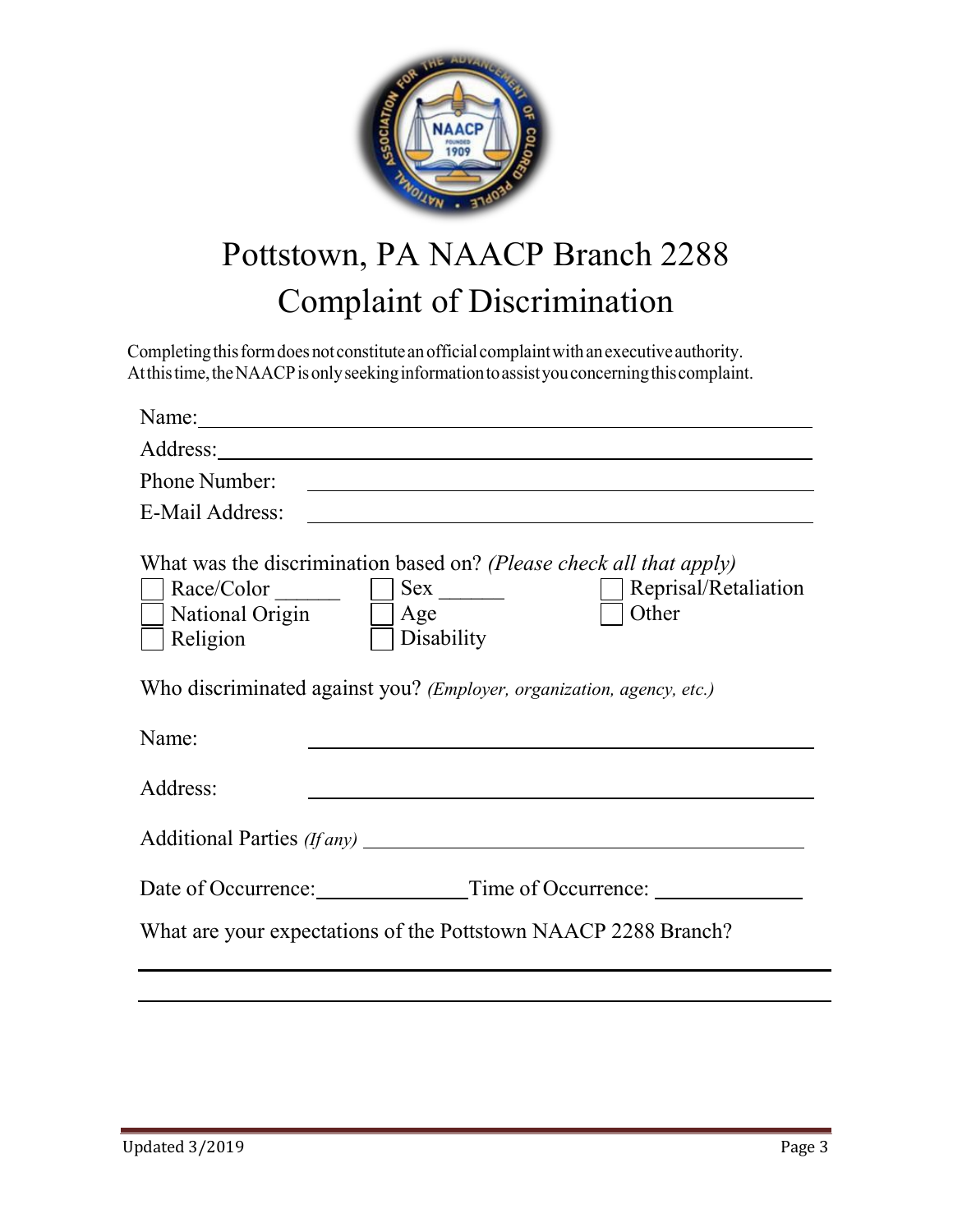# Pottstown, PA NAACP Branch 2288
# Complaint of Discrimination

Completing this form does not constitute an official complaint with an executive authority. At this time, the NAACP is only seeking information to assist you concerning this complaint.

Name: ______________________________

Address: ______________________________

Phone Number: ______________________________

E-Mail Address: ______________________________

What was the discrimination based on? *(Please check all that apply)*

- ☐ Race/Color ______
- ☐ National Origin
- ☐ Religion
- ☐ Sex ______
- ☐ Age
- ☐ Disability
- ☐ Reprisal/Retaliation
- ☐ Other

Who discriminated against you? *(Employer, organization, agency, etc.)*

Name: ______________________________

Address: ______________________________

Additional Parties *(If any)* ______________________________

Date of Occurrence: ______________ Time of Occurrence: ______________

What are your expectations of the Pottstown NAACP 2288 Branch?

______________________________

______________________________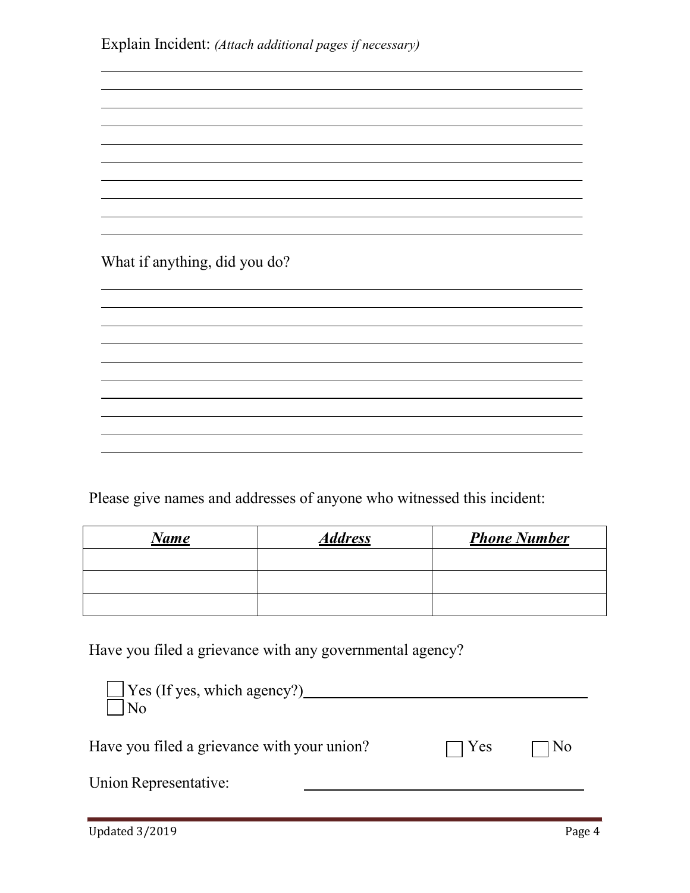Explain Incident: *(Attach additional pages if necessary)*

\_\_\_\_\_\_\_\_\_\_\_\_\_\_\_\_\_\_\_\_\_\_\_\_\_\_\_\_\_\_\_\_\_\_\_\_\_\_\_\_\_\_\_\_\_\_\_\_\_\_\_\_\_\_\_\_\_\_\_\_\_\_\_\_\_\_\_\_\_\_\_\_\_\_\_\_

\_\_\_\_\_\_\_\_\_\_\_\_\_\_\_\_\_\_\_\_\_\_\_\_\_\_\_\_\_\_\_\_\_\_\_\_\_\_\_\_\_\_\_\_\_\_\_\_\_\_\_\_\_\_\_\_\_\_\_\_\_\_\_\_\_\_\_\_\_\_\_\_\_\_\_\_

\_\_\_\_\_\_\_\_\_\_\_\_\_\_\_\_\_\_\_\_\_\_\_\_\_\_\_\_\_\_\_\_\_\_\_\_\_\_\_\_\_\_\_\_\_\_\_\_\_\_\_\_\_\_\_\_\_\_\_\_\_\_\_\_\_\_\_\_\_\_\_\_\_\_\_\_

\_\_\_\_\_\_\_\_\_\_\_\_\_\_\_\_\_\_\_\_\_\_\_\_\_\_\_\_\_\_\_\_\_\_\_\_\_\_\_\_\_\_\_\_\_\_\_\_\_\_\_\_\_\_\_\_\_\_\_\_\_\_\_\_\_\_\_\_\_\_\_\_\_\_\_\_

\_\_\_\_\_\_\_\_\_\_\_\_\_\_\_\_\_\_\_\_\_\_\_\_\_\_\_\_\_\_\_\_\_\_\_\_\_\_\_\_\_\_\_\_\_\_\_\_\_\_\_\_\_\_\_\_\_\_\_\_\_\_\_\_\_\_\_\_\_\_\_\_\_\_\_\_

\_\_\_\_\_\_\_\_\_\_\_\_\_\_\_\_\_\_\_\_\_\_\_\_\_\_\_\_\_\_\_\_\_\_\_\_\_\_\_\_\_\_\_\_\_\_\_\_\_\_\_\_\_\_\_\_\_\_\_\_\_\_\_\_\_\_\_\_\_\_\_\_\_\_\_\_

\_\_\_\_\_\_\_\_\_\_\_\_\_\_\_\_\_\_\_\_\_\_\_\_\_\_\_\_\_\_\_\_\_\_\_\_\_\_\_\_\_\_\_\_\_\_\_\_\_\_\_\_\_\_\_\_\_\_\_\_\_\_\_\_\_\_\_\_\_\_\_\_\_\_\_\_

\_\_\_\_\_\_\_\_\_\_\_\_\_\_\_\_\_\_\_\_\_\_\_\_\_\_\_\_\_\_\_\_\_\_\_\_\_\_\_\_\_\_\_\_\_\_\_\_\_\_\_\_\_\_\_\_\_\_\_\_\_\_\_\_\_\_\_\_\_\_\_\_\_\_\_\_

\_\_\_\_\_\_\_\_\_\_\_\_\_\_\_\_\_\_\_\_\_\_\_\_\_\_\_\_\_\_\_\_\_\_\_\_\_\_\_\_\_\_\_\_\_\_\_\_\_\_\_\_\_\_\_\_\_\_\_\_\_\_\_\_\_\_\_\_\_\_\_\_\_\_\_\_

\_\_\_\_\_\_\_\_\_\_\_\_\_\_\_\_\_\_\_\_\_\_\_\_\_\_\_\_\_\_\_\_\_\_\_\_\_\_\_\_\_\_\_\_\_\_\_\_\_\_\_\_\_\_\_\_\_\_\_\_\_\_\_\_\_\_\_\_\_\_\_\_\_\_\_\_

What if anything, did you do?

\_\_\_\_\_\_\_\_\_\_\_\_\_\_\_\_\_\_\_\_\_\_\_\_\_\_\_\_\_\_\_\_\_\_\_\_\_\_\_\_\_\_\_\_\_\_\_\_\_\_\_\_\_\_\_\_\_\_\_\_\_\_\_\_\_\_\_\_\_\_\_\_\_\_\_\_

\_\_\_\_\_\_\_\_\_\_\_\_\_\_\_\_\_\_\_\_\_\_\_\_\_\_\_\_\_\_\_\_\_\_\_\_\_\_\_\_\_\_\_\_\_\_\_\_\_\_\_\_\_\_\_\_\_\_\_\_\_\_\_\_\_\_\_\_\_\_\_\_\_\_\_\_

\_\_\_\_\_\_\_\_\_\_\_\_\_\_\_\_\_\_\_\_\_\_\_\_\_\_\_\_\_\_\_\_\_\_\_\_\_\_\_\_\_\_\_\_\_\_\_\_\_\_\_\_\_\_\_\_\_\_\_\_\_\_\_\_\_\_\_\_\_\_\_\_\_\_\_\_

\_\_\_\_\_\_\_\_\_\_\_\_\_\_\_\_\_\_\_\_\_\_\_\_\_\_\_\_\_\_\_\_\_\_\_\_\_\_\_\_\_\_\_\_\_\_\_\_\_\_\_\_\_\_\_\_\_\_\_\_\_\_\_\_\_\_\_\_\_\_\_\_\_\_\_\_

\_\_\_\_\_\_\_\_\_\_\_\_\_\_\_\_\_\_\_\_\_\_\_\_\_\_\_\_\_\_\_\_\_\_\_\_\_\_\_\_\_\_\_\_\_\_\_\_\_\_\_\_\_\_\_\_\_\_\_\_\_\_\_\_\_\_\_\_\_\_\_\_\_\_\_\_

\_\_\_\_\_\_\_\_\_\_\_\_\_\_\_\_\_\_\_\_\_\_\_\_\_\_\_\_\_\_\_\_\_\_\_\_\_\_\_\_\_\_\_\_\_\_\_\_\_\_\_\_\_\_\_\_\_\_\_\_\_\_\_\_\_\_\_\_\_\_\_\_\_\_\_\_

\_\_\_\_\_\_\_\_\_\_\_\_\_\_\_\_\_\_\_\_\_\_\_\_\_\_\_\_\_\_\_\_\_\_\_\_\_\_\_\_\_\_\_\_\_\_\_\_\_\_\_\_\_\_\_\_\_\_\_\_\_\_\_\_\_\_\_\_\_\_\_\_\_\_\_\_

\_\_\_\_\_\_\_\_\_\_\_\_\_\_\_\_\_\_\_\_\_\_\_\_\_\_\_\_\_\_\_\_\_\_\_\_\_\_\_\_\_\_\_\_\_\_\_\_\_\_\_\_\_\_\_\_\_\_\_\_\_\_\_\_\_\_\_\_\_\_\_\_\_\_\_\_

\_\_\_\_\_\_\_\_\_\_\_\_\_\_\_\_\_\_\_\_\_\_\_\_\_\_\_\_\_\_\_\_\_\_\_\_\_\_\_\_\_\_\_\_\_\_\_\_\_\_\_\_\_\_\_\_\_\_\_\_\_\_\_\_\_\_\_\_\_\_\_\_\_\_\_\_

\_\_\_\_\_\_\_\_\_\_\_\_\_\_\_\_\_\_\_\_\_\_\_\_\_\_\_\_\_\_\_\_\_\_\_\_\_\_\_\_\_\_\_\_\_\_\_\_\_\_\_\_\_\_\_\_\_\_\_\_\_\_\_\_\_\_\_\_\_\_\_\_\_\_\_\_

Please give names and addresses of anyone who witnessed this incident:

| ***Name*** | ***Address*** | ***Phone Number*** |
|---|---|---|
| | | |
| | | |
| | | |

Have you filed a grievance with any governmental agency?

☐ Yes (If yes, which agency?) \_\_\_\_\_\_\_\_\_\_\_\_\_\_\_\_\_\_\_\_\_\_\_\_\_\_\_\_\_\_\_\_\_\_\_\_

☐ No

Have you filed a grievance with your union? ☐ Yes ☐ No

Union Representative: \_\_\_\_\_\_\_\_\_\_\_\_\_\_\_\_\_\_\_\_\_\_\_\_\_\_\_\_\_\_\_\_\_\_\_\_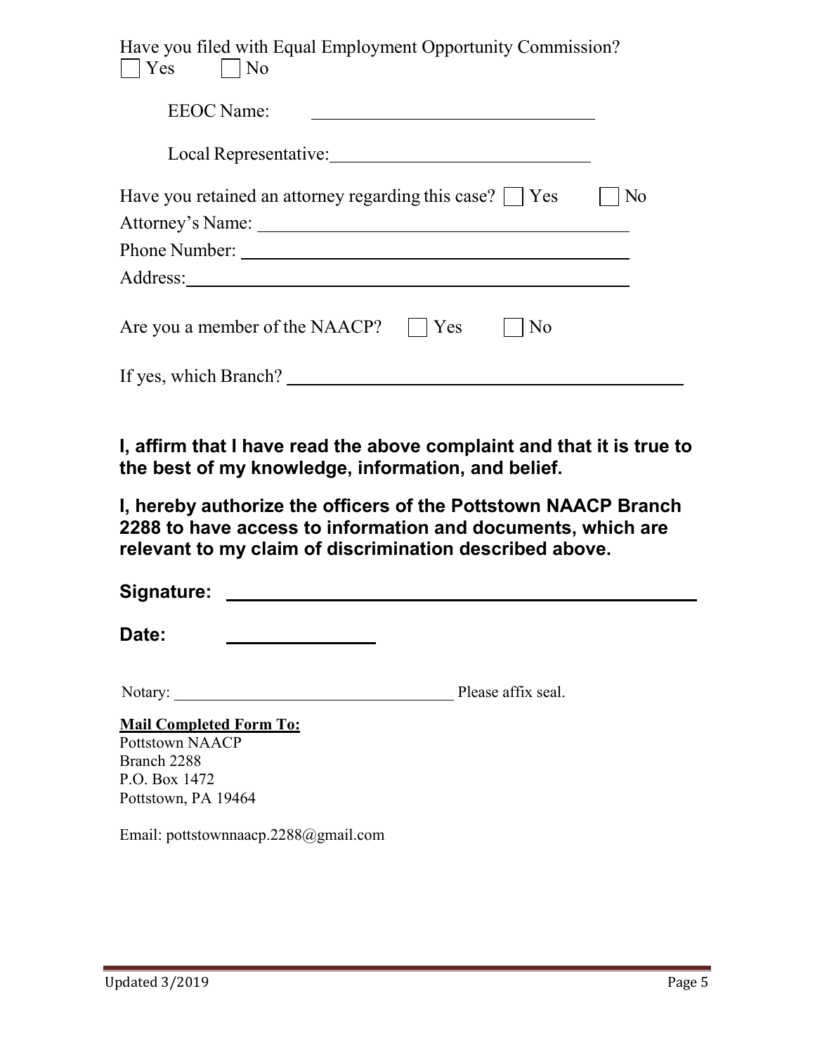Have you filed with Equal Employment Opportunity Commission?
☐ Yes ☐ No

EEOC Name: ______________________________

Local Representative: ______________________________

Have you retained an attorney regarding this case? ☐ Yes ☐ No
Attorney's Name: ______________________________
Phone Number: ______________________________
Address: ______________________________

Are you a member of the NAACP? ☐ Yes ☐ No

If yes, which Branch? ______________________________

**I, affirm that I have read the above complaint and that it is true to the best of my knowledge, information, and belief.**

**I, hereby authorize the officers of the Pottstown NAACP Branch 2288 to have access to information and documents, which are relevant to my claim of discrimination described above.**

**Signature:** ______________________________

**Date:** ______________

Notary: ______________________________ Please affix seal.

**Mail Completed Form To:**
Pottstown NAACP
Branch 2288
P.O. Box 1472
Pottstown, PA 19464

Email: pottstownnaacp.2288@gmail.com

Updated 3/2019